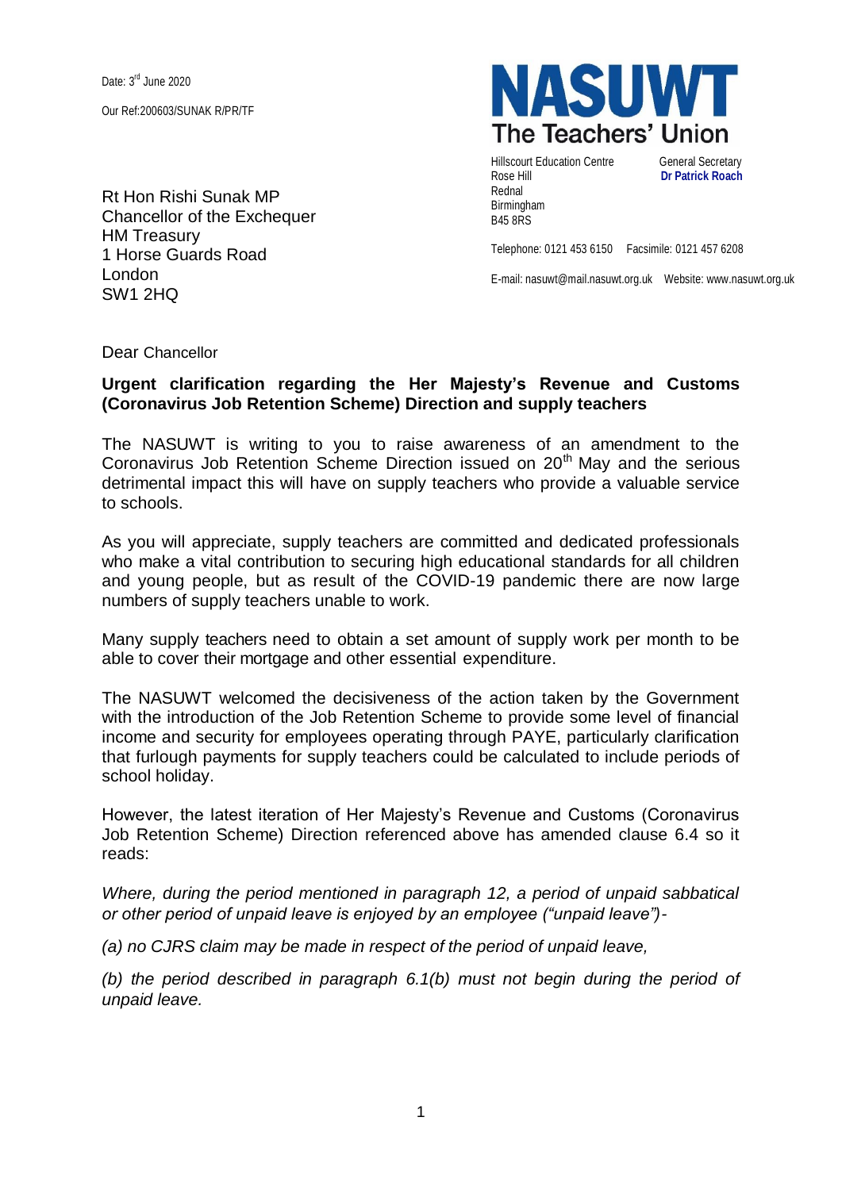Date: 3rd June 2020

Our Ref:200603/SUNAK R/PR/TF

**NASUWT**
**The Teachers' Union**

Hillscourt Education Centre
Rose Hill
Rednal
Birmingham
B45 8RS

General Secretary
**Dr Patrick Roach**

Telephone: 0121 453 6150   Facsimile: 0121 457 6208

E-mail: nasuwt@mail.nasuwt.org.uk   Website: www.nasuwt.org.uk

Rt Hon Rishi Sunak MP
Chancellor of the Exchequer
HM Treasury
1 Horse Guards Road
London
SW1 2HQ

Dear Chancellor

**Urgent clarification regarding the Her Majesty's Revenue and Customs (Coronavirus Job Retention Scheme) Direction and supply teachers**

The NASUWT is writing to you to raise awareness of an amendment to the Coronavirus Job Retention Scheme Direction issued on 20th May and the serious detrimental impact this will have on supply teachers who provide a valuable service to schools.

As you will appreciate, supply teachers are committed and dedicated professionals who make a vital contribution to securing high educational standards for all children and young people, but as result of the COVID-19 pandemic there are now large numbers of supply teachers unable to work.

Many supply teachers need to obtain a set amount of supply work per month to be able to cover their mortgage and other essential expenditure.

The NASUWT welcomed the decisiveness of the action taken by the Government with the introduction of the Job Retention Scheme to provide some level of financial income and security for employees operating through PAYE, particularly clarification that furlough payments for supply teachers could be calculated to include periods of school holiday.

However, the latest iteration of Her Majesty's Revenue and Customs (Coronavirus Job Retention Scheme) Direction referenced above has amended clause 6.4 so it reads:

*Where, during the period mentioned in paragraph 12, a period of unpaid sabbatical or other period of unpaid leave is enjoyed by an employee ("unpaid leave")-*

*(a) no CJRS claim may be made in respect of the period of unpaid leave,*

*(b) the period described in paragraph 6.1(b) must not begin during the period of unpaid leave.*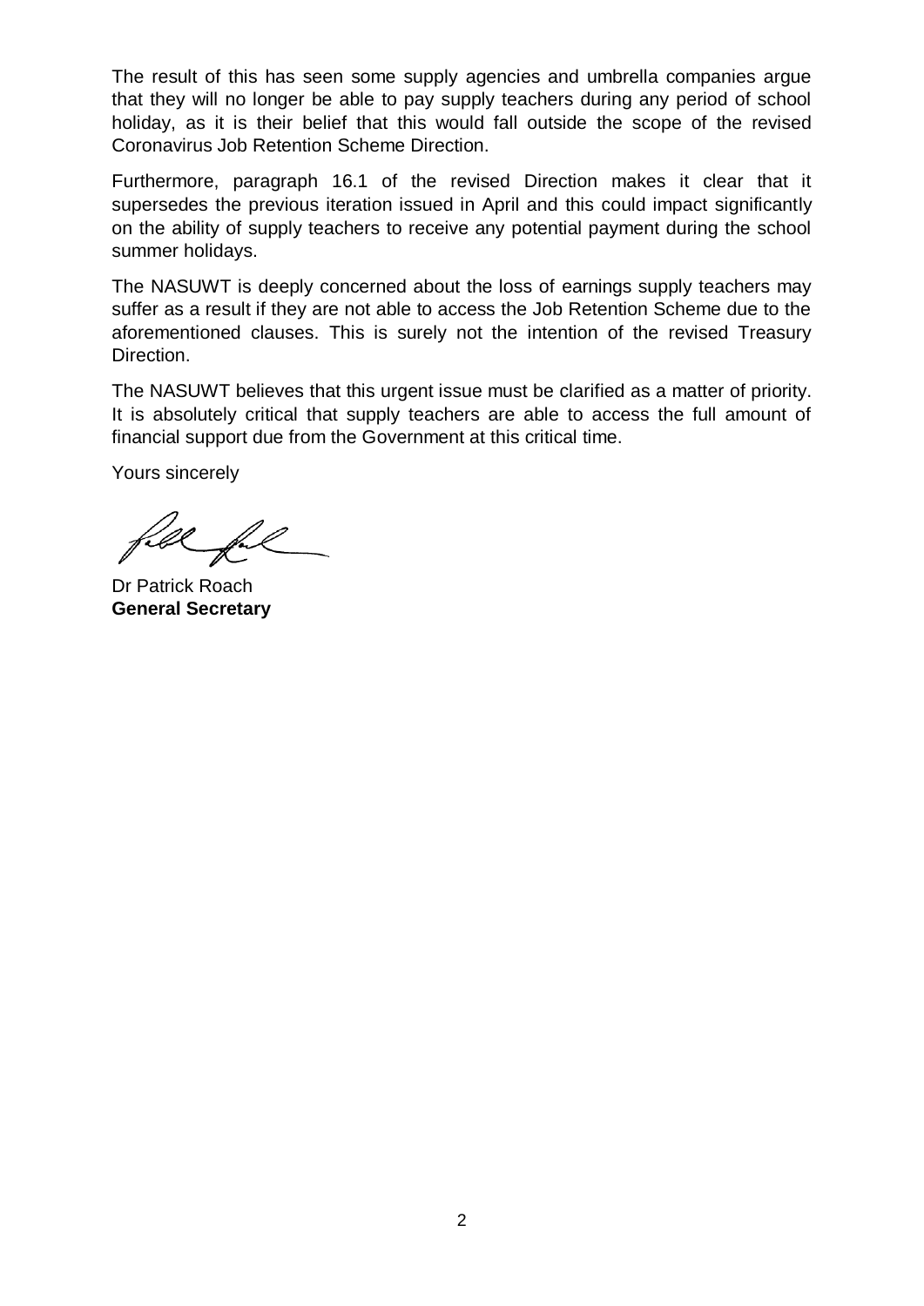The result of this has seen some supply agencies and umbrella companies argue that they will no longer be able to pay supply teachers during any period of school holiday, as it is their belief that this would fall outside the scope of the revised Coronavirus Job Retention Scheme Direction.

Furthermore, paragraph 16.1 of the revised Direction makes it clear that it supersedes the previous iteration issued in April and this could impact significantly on the ability of supply teachers to receive any potential payment during the school summer holidays.

The NASUWT is deeply concerned about the loss of earnings supply teachers may suffer as a result if they are not able to access the Job Retention Scheme due to the aforementioned clauses. This is surely not the intention of the revised Treasury Direction.

The NASUWT believes that this urgent issue must be clarified as a matter of priority. It is absolutely critical that supply teachers are able to access the full amount of financial support due from the Government at this critical time.

Yours sincerely

Dr Patrick Roach
**General Secretary**